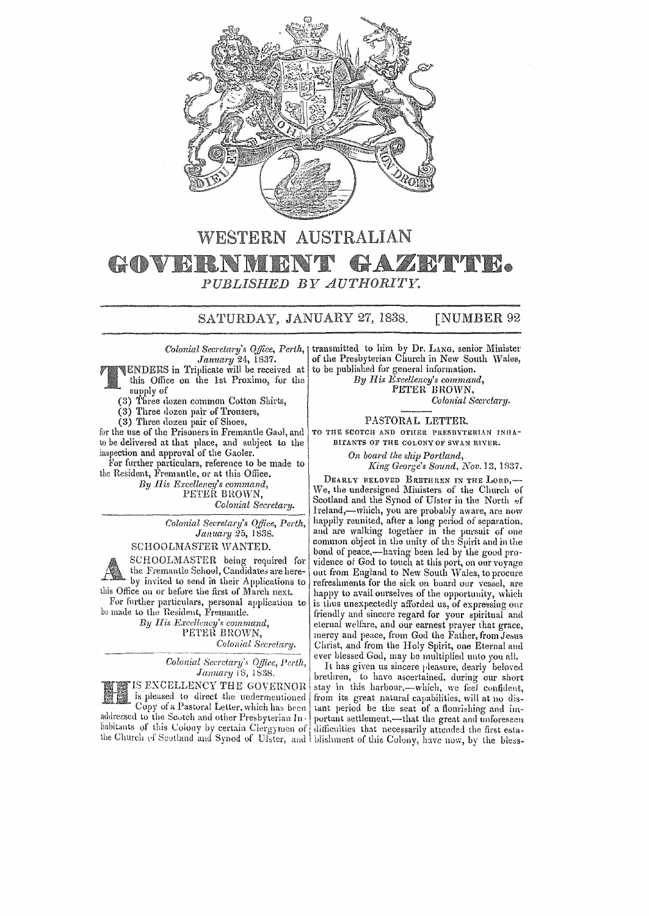# WESTERN AUSTRALIAN

# GOVERNMENT GAZETTE.

*PUBLISHED BY AUTHORITY.*

SATURDAY, JANUARY 27, 1838. [NUMBER 92

*Colonial Secretary's Office, Perth, January 24, 1837.*

TENDERS in Triplicate will be received at this Office on the 1st Proximo, for the supply of

(3) Three dozen common Cotton Shirts,
(3) Three dozen pair of Trousers,
(3) Three dozen pair of Shoes,

for the use of the Prisoners in Fremantle Gaol, and to be delivered at that place, and subject to the inspection and approval of the Gaoler.

For further particulars, reference to be made to the Resident, Fremantle, or at this Office.

*By His Excellency's command,*
PETER BROWN,
*Colonial Secretary.*

---

*Colonial Secretary's Office, Perth, January 25, 1838.*

## SCHOOLMASTER WANTED.

A SCHOOLMASTER being required for the Fremantle School, Candidates are hereby invited to send in their Applications to this Office on or before the first of March next.

For further particulars, personal application to be made to the Resident, Fremantle.

*By His Excellency's command,*
PETER BROWN,
*Colonial Secretary.*

---

*Colonial Secretary's Office, Perth, January 18, 1838.*

HIS EXCELLENCY THE GOVERNOR is pleased to direct the undermentioned Copy of a Pastoral Letter, which has been addressed to the Scotch and other Presbyterian Inhabitants of this Colony by certain Clergymen of the Church of Scotland and Synod of Ulster, and transmitted to him by Dr. LANG, senior Minister of the Presbyterian Church in New South Wales, to be published for general information.

*By His Excellency's command,*
PETER BROWN,
*Colonial Secretary.*

---

## PASTORAL LETTER.

TO THE SCOTCH AND OTHER PRESBYTERIAN INHABITANTS OF THE COLONY OF SWAN RIVER.

*On board the ship Portland, King George's Sound, Nov. 13, 1837.*

DEARLY BELOVED BRETHREN IN THE LORD,—We, the undersigned Ministers of the Church of Scotland and the Synod of Ulster in the North of Ireland,—which, you are probably aware, are now happily reunited, after a long period of separation, and are walking together in the pursuit of one common object in the unity of the Spirit and in the bond of peace,—having been led by the good providence of God to touch at this port, on our voyage out from England to New South Wales, to procure refreshments for the sick on board our vessel, are happy to avail ourselves of the opportunity, which is thus unexpectedly afforded us, of expressing our friendly and sincere regard for your spiritual and eternal welfare, and our earnest prayer that grace, mercy and peace, from God the Father, from Jesus Christ, and from the Holy Spirit, one Eternal and ever blessed God, may be multiplied unto you all.

It has given us sincere pleasure, dearly beloved brethren, to have ascertained, during our short stay in this harbour,—which, we feel confident, from its great natural capabilities, will at no distant period be the seat of a flourishing and important settlement,—that the great and unforeseen difficulties that necessarily attended the first establishment of this Colony, have now, by the bless-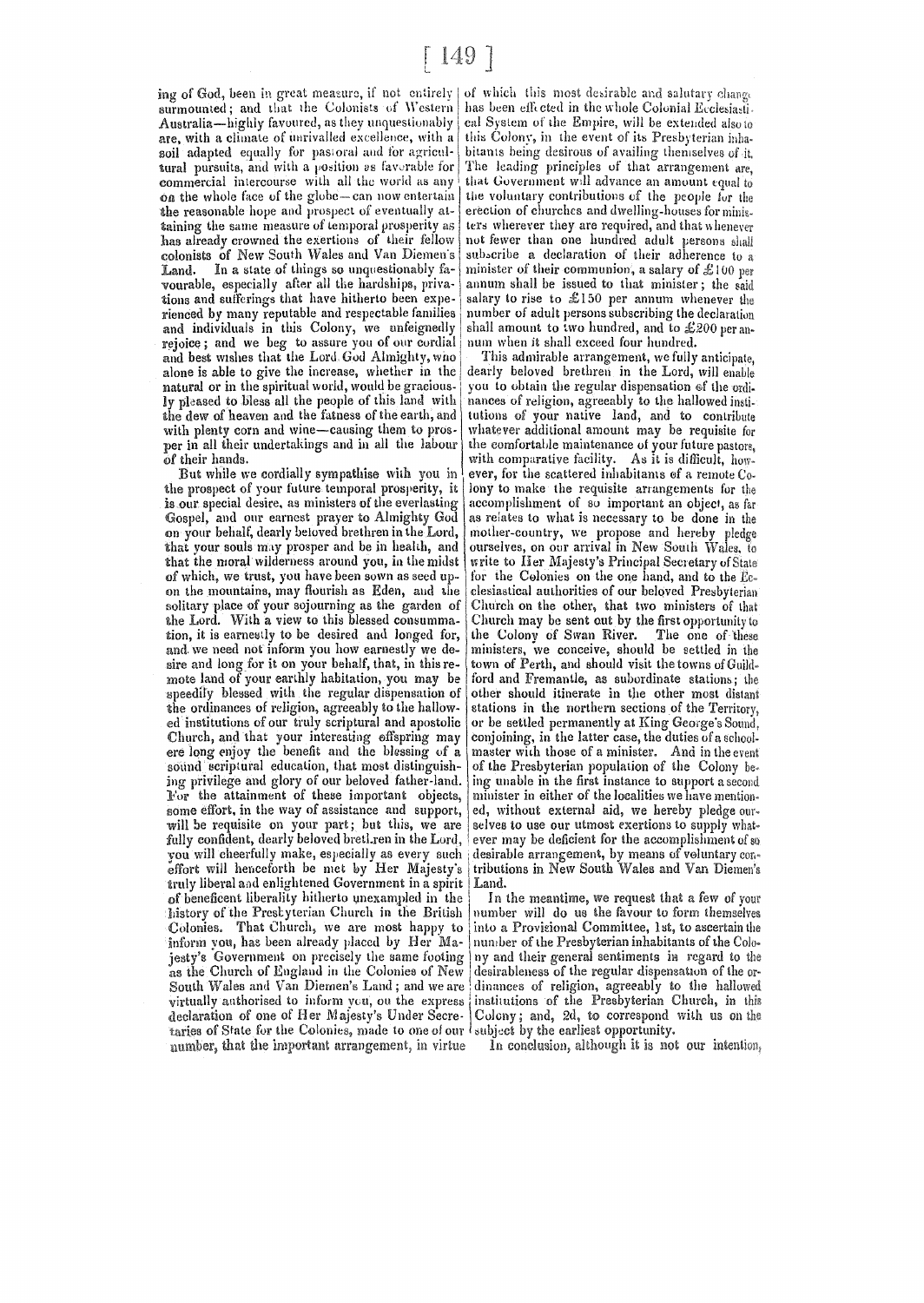ing of God, been in great measure, if not entirely surmounted; and that the Colonists of Western Australia—highly favoured, as they unquestionably are, with a climate of unrivalled excellence, with a soil adapted equally for pastoral and for agricultural pursuits, and with a position as favorable for commercial intercourse with all the world as any on the whole face of the globe—can now entertain the reasonable hope and prospect of eventually attaining the same measure of temporal prosperity as has already crowned the exertions of their fellow colonists of New South Wales and Van Diemen's Land. In a state of things so unquestionably favourable, especially after all the hardships, privations and sufferings that have hitherto been experienced by many reputable and respectable families and individuals in this Colony, we unfeignedly rejoice; and we beg to assure you of our cordial and best wishes that the Lord God Almighty, who alone is able to give the increase, whether in the natural or in the spiritual world, would be graciously pleased to bless all the people of this land with the dew of heaven and the fatness of the earth, and with plenty corn and wine—causing them to prosper in all their undertakings and in all the labour of their hands.

But while we cordially sympathise with you in the prospect of your future temporal prosperity, it is our special desire, as ministers of the everlasting Gospel, and our earnest prayer to Almighty God on your behalf, dearly beloved brethren in the Lord, that your souls may prosper and be in health, and that the moral wilderness around you, in the midst of which, we trust, you have been sown as seed upon the mountains, may flourish as Eden, and the solitary place of your sojourning as the garden of the Lord. With a view to this blessed consummation, it is earnestly to be desired and longed for, and we need not inform you how earnestly we desire and long for it on your behalf, that, in this remote land of your earthly habitation, you may be speedily blessed with the regular dispensation of the ordinances of religion, agreeably to the hallowed institutions of our truly scriptural and apostolic Church, and that your interesting offspring may ere long enjoy the benefit and the blessing of a sound scriptural education, that most distinguishing privilege and glory of our beloved father-land. For the attainment of these important objects, some effort, in the way of assistance and support, will be requisite on your part; but this, we are fully confident, dearly beloved brethren in the Lord, you will cheerfully make, especially as every such effort will henceforth be met by Her Majesty's truly liberal and enlightened Government in a spirit of beneficent liberality hitherto unexampled in the history of the Presbyterian Church in the British Colonies. That Church, we are most happy to inform you, has been already placed by Her Majesty's Government on precisely the same footing as the Church of England in the Colonies of New South Wales and Van Diemen's Land; and we are virtually authorised to inform you, on the express declaration of one of Her Majesty's Under Secretaries of State for the Colonies, made to one of our number, that the important arrangement, in virtue of which this most desirable and salutary change has been effected in the whole Colonial Ecclesiastical System of the Empire, will be extended also to this Colony, in the event of its Presbyterian inhabitants being desirous of availing themselves of it. The leading principles of that arrangement are, that Government will advance an amount equal to the voluntary contributions of the people for the erection of churches and dwelling-houses for ministers wherever they are required, and that whenever not fewer than one hundred adult persons shall subscribe a declaration of their adherence to a minister of their communion, a salary of £100 per annum shall be issued to that minister; the said salary to rise to £150 per annum whenever the number of adult persons subscribing the declaration shall amount to two hundred, and to £200 per annum when it shall exceed four hundred.

This admirable arrangement, we fully anticipate, dearly beloved brethren in the Lord, will enable you to obtain the regular dispensation of the ordinances of religion, agreeably to the hallowed institutions of your native land, and to contribute whatever additional amount may be requisite for the comfortable maintenance of your future pastors, with comparative facility. As it is difficult, however, for the scattered inhabitants of a remote Colony to make the requisite arrangements for the accomplishment of so important an object, as far as relates to what is necessary to be done in the mother-country, we propose and hereby pledge ourselves, on our arrival in New South Wales, to write to Her Majesty's Principal Secretary of State for the Colonies on the one hand, and to the Ecclesiastical authorities of our beloved Presbyterian Church on the other, that two ministers of that Church may be sent out by the first opportunity to the Colony of Swan River. The one of these ministers, we conceive, should be settled in the town of Perth, and should visit the towns of Guildford and Fremantle, as subordinate stations; the other should itinerate in the other most distant stations in the northern sections of the Territory, or be settled permanently at King George's Sound, conjoining, in the latter case, the duties of a schoolmaster with those of a minister. And in the event of the Presbyterian population of the Colony being unable in the first instance to support a second minister in either of the localities we have mentioned, without external aid, we hereby pledge ourselves to use our utmost exertions to supply whatever may be deficient for the accomplishment of so desirable arrangement, by means of voluntary contributions in New South Wales and Van Diemen's Land.

In the meantime, we request that a few of your number will do us the favour to form themselves into a Provisional Committee, 1st, to ascertain the number of the Presbyterian inhabitants of the Colony and their general sentiments in regard to the desirableness of the regular dispensation of the ordinances of religion, agreeably to the hallowed institutions of the Presbyterian Church, in this Colony; and, 2d, to correspond with us on the subject by the earliest opportunity.

In conclusion, although it is not our intention,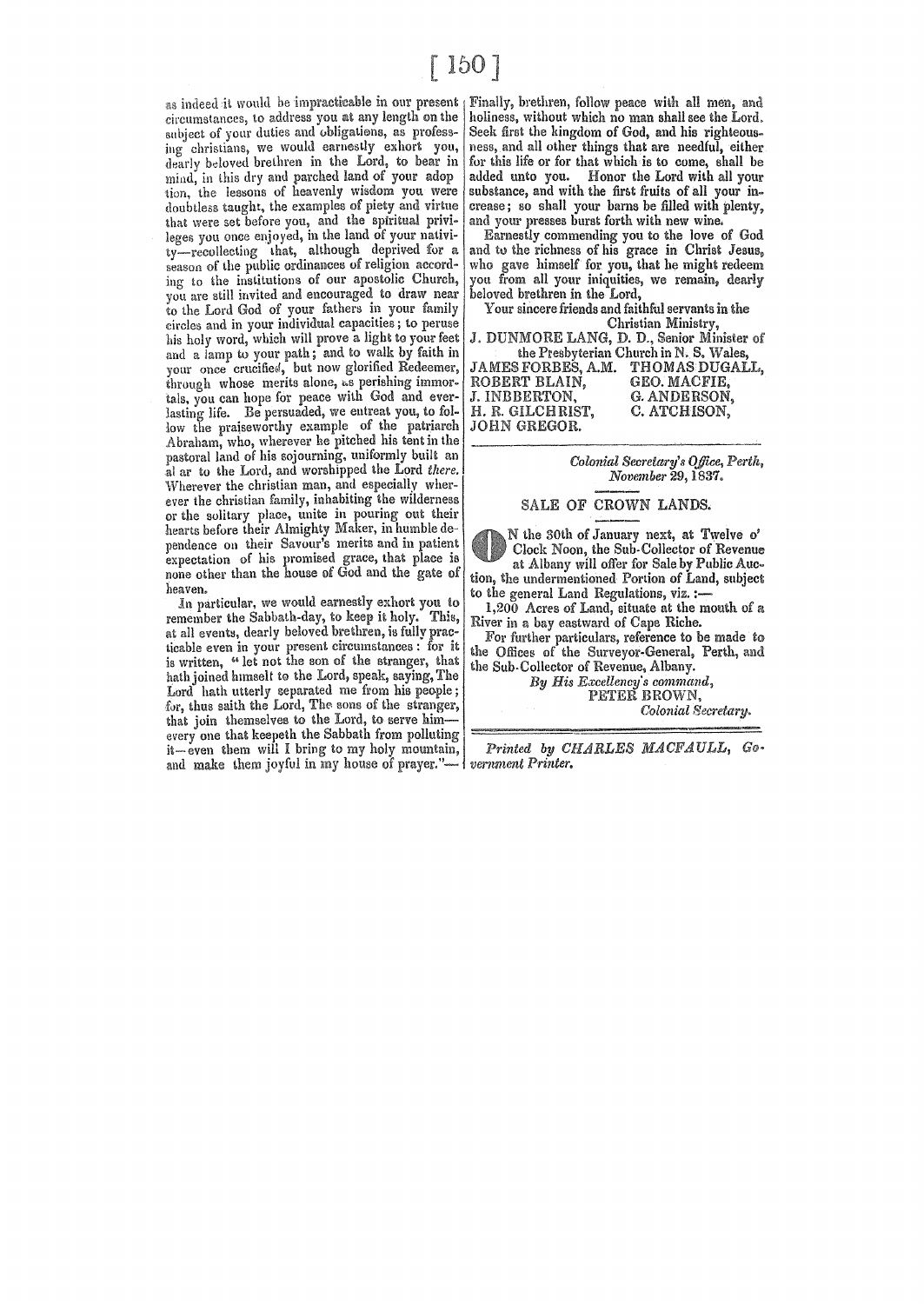as indeed it would be impracticable in our present circumstances, to address you at any length on the subject of your duties and obligations, as professing christians, we would earnestly exhort you, dearly beloved brethren in the Lord, to bear in mind, in this dry and parched land of your adoption, the lessons of heavenly wisdom you were doubtless taught, the examples of piety and virtue that were set before you, and the spiritual privileges you once enjoyed, in the land of your nativity—recollecting that, although deprived for a season of the public ordinances of religion according to the institutions of our apostolic Church, you are still invited and encouraged to draw near to the Lord God of your fathers in your family circles and in your individual capacities; to peruse his holy word, which will prove a light to your feet and a lamp to your path; and to walk by faith in your once crucified, but now glorified Redeemer, through whose merits alone, as perishing immortals, you can hope for peace with God and everlasting life. Be persuaded, we entreat you, to follow the praiseworthy example of the patriarch Abraham, who, wherever he pitched his tent in the pastoral land of his sojourning, uniformly built an altar to the Lord, and worshipped the Lord *there.* Wherever the christian man, and especially wherever the christian family, inhabiting the wilderness or the solitary place, unite in pouring out their hearts before their Almighty Maker, in humble dependence on their Savour's merits and in patient expectation of his promised grace, that place is none other than the house of God and the gate of heaven.

In particular, we would earnestly exhort you to remember the Sabbath-day, to keep it holy. This, at all events, dearly beloved brethren, is fully practicable even in your present circumstances: for it is written, "let not the son of the stranger, that hath joined himself to the Lord, speak, saying, The Lord hath utterly separated me from his people; for, thus saith the Lord, The sons of the stranger, that join themselves to the Lord, to serve him—every one that keepeth the Sabbath from polluting it—even them will I bring to my holy mountain, and make them joyful in my house of prayer."—Finally, brethren, follow peace with all men, and holiness, without which no man shall see the Lord. Seek first the kingdom of God, and his righteousness, and all other things that are needful, either for this life or for that which is to come, shall be added unto you. Honor the Lord with all your substance, and with the first fruits of all your increase; so shall your barns be filled with plenty, and your presses burst forth with new wine.

Earnestly commending you to the love of God and to the richness of his grace in Christ Jesus, who gave himself for you, that he might redeem you from all your iniquities, we remain, dearly beloved brethren in the Lord,

Your sincere friends and faithful servants in the Christian Ministry,

J. DUNMORE LANG, D. D., Senior Minister of the Presbyterian Church in N. S. Wales,

| | |
|---|---|
| JAMES FORBES, A.M. | THOMAS DUGALL, |
| ROBERT BLAIN, | GEO. MACFIE, |
| J. INBBERTON, | G. ANDERSON, |
| H. R. GILCHRIST, | C. ATCHISON, |
| JOHN GREGOR. | |

---

*Colonial Secretary's Office, Perth, November 29, 1837.*

## SALE OF CROWN LANDS.

ON the 30th of January next, at Twelve o' Clock Noon, the Sub-Collector of Revenue at Albany will offer for Sale by Public Auction, the undermentioned Portion of Land, subject to the general Land Regulations, viz. :—

1,200 Acres of Land, situate at the mouth of a River in a bay eastward of Cape Riche.

For further particulars, reference to be made to the Offices of the Surveyor-General, Perth, and the Sub-Collector of Revenue, Albany.

*By His Excellency's command,*
PETER BROWN,
*Colonial Secretary.*

---

*Printed by CHARLES MACFAULL, Government Printer.*